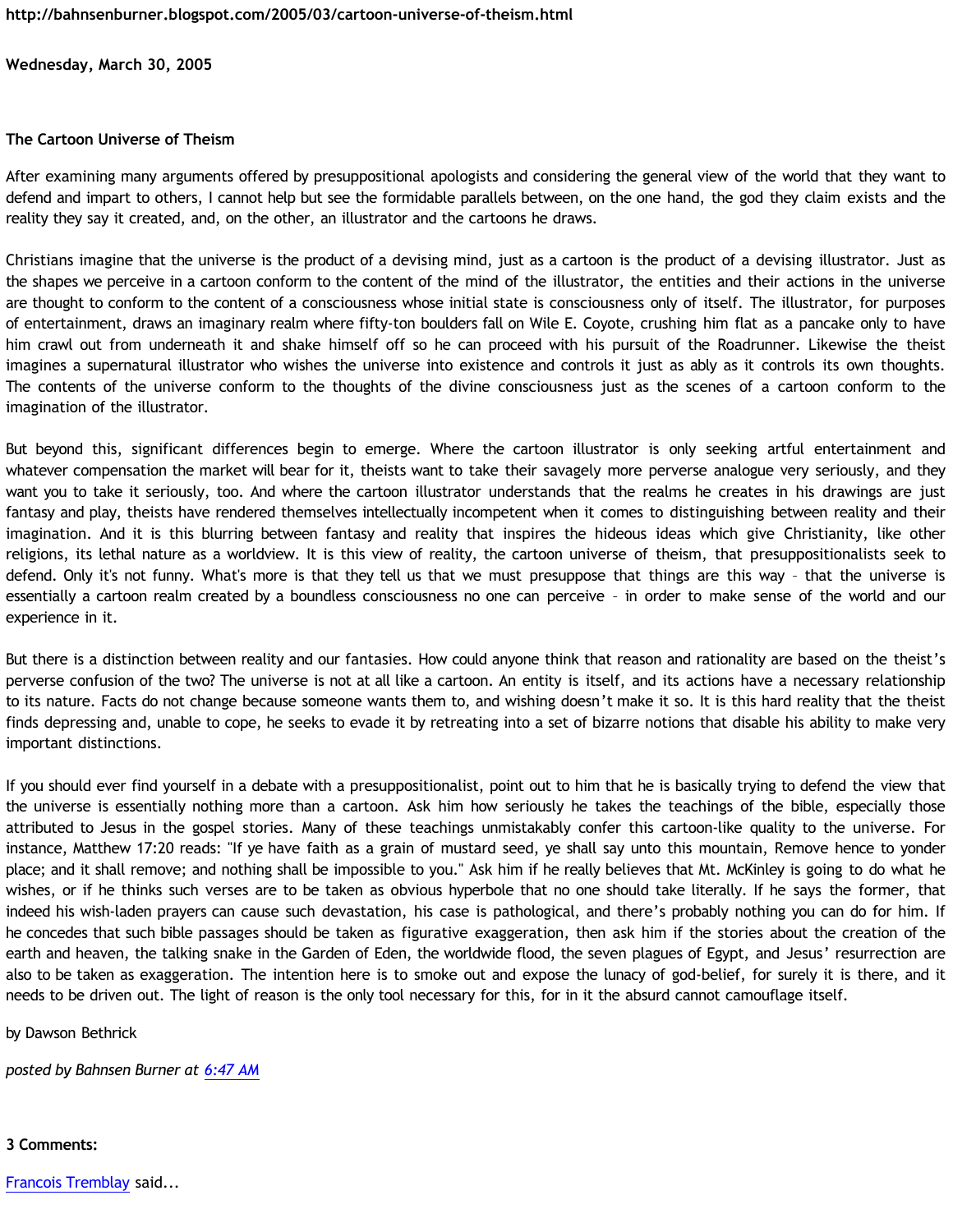http://bahnsenburner.blogspot.com/2005/03/cartoon-universe-of-theism.html

**Wednesday, March 30, 2005**

**The Cartoon Universe of Theism**

After examining many arguments offered by presuppositional apologists and considering the general view of the world that they want to defend and impart to others, I cannot help but see the formidable parallels between, on the one hand, the god they claim exists and the reality they say it created, and, on the other, an illustrator and the cartoons he draws.

Christians imagine that the universe is the product of a devising mind, just as a cartoon is the product of a devising illustrator. Just as the shapes we perceive in a cartoon conform to the content of the mind of the illustrator, the entities and their actions in the universe are thought to conform to the content of a consciousness whose initial state is consciousness only of itself. The illustrator, for purposes of entertainment, draws an imaginary realm where fifty-ton boulders fall on Wile E. Coyote, crushing him flat as a pancake only to have him crawl out from underneath it and shake himself off so he can proceed with his pursuit of the Roadrunner. Likewise the theist imagines a supernatural illustrator who wishes the universe into existence and controls it just as ably as it controls its own thoughts. The contents of the universe conform to the thoughts of the divine consciousness just as the scenes of a cartoon conform to the imagination of the illustrator.

But beyond this, significant differences begin to emerge. Where the cartoon illustrator is only seeking artful entertainment and whatever compensation the market will bear for it, theists want to take their savagely more perverse analogue very seriously, and they want you to take it seriously, too. And where the cartoon illustrator understands that the realms he creates in his drawings are just fantasy and play, theists have rendered themselves intellectually incompetent when it comes to distinguishing between reality and their imagination. And it is this blurring between fantasy and reality that inspires the hideous ideas which give Christianity, like other religions, its lethal nature as a worldview. It is this view of reality, the cartoon universe of theism, that presuppositionalists seek to defend. Only it's not funny. What's more is that they tell us that we must presuppose that things are this way – that the universe is essentially a cartoon realm created by a boundless consciousness no one can perceive – in order to make sense of the world and our experience in it.

But there is a distinction between reality and our fantasies. How could anyone think that reason and rationality are based on the theist's perverse confusion of the two? The universe is not at all like a cartoon. An entity is itself, and its actions have a necessary relationship to its nature. Facts do not change because someone wants them to, and wishing doesn't make it so. It is this hard reality that the theist finds depressing and, unable to cope, he seeks to evade it by retreating into a set of bizarre notions that disable his ability to make very important distinctions.

If you should ever find yourself in a debate with a presuppositionalist, point out to him that he is basically trying to defend the view that the universe is essentially nothing more than a cartoon. Ask him how seriously he takes the teachings of the bible, especially those attributed to Jesus in the gospel stories. Many of these teachings unmistakably confer this cartoon-like quality to the universe. For instance, Matthew 17:20 reads: "If ye have faith as a grain of mustard seed, ye shall say unto this mountain, Remove hence to yonder place; and it shall remove; and nothing shall be impossible to you." Ask him if he really believes that Mt. McKinley is going to do what he wishes, or if he thinks such verses are to be taken as obvious hyperbole that no one should take literally. If he says the former, that indeed his wish-laden prayers can cause such devastation, his case is pathological, and there's probably nothing you can do for him. If he concedes that such bible passages should be taken as figurative exaggeration, then ask him if the stories about the creation of the earth and heaven, the talking snake in the Garden of Eden, the worldwide flood, the seven plagues of Egypt, and Jesus' resurrection are also to be taken as exaggeration. The intention here is to smoke out and expose the lunacy of god-belief, for surely it is there, and it needs to be driven out. The light of reason is the only tool necessary for this, for in it the absurd cannot camouflage itself.

by Dawson Bethrick

*posted by Bahnsen Burner at 6:47 AM*

**3 Comments:**

Francois Tremblay said...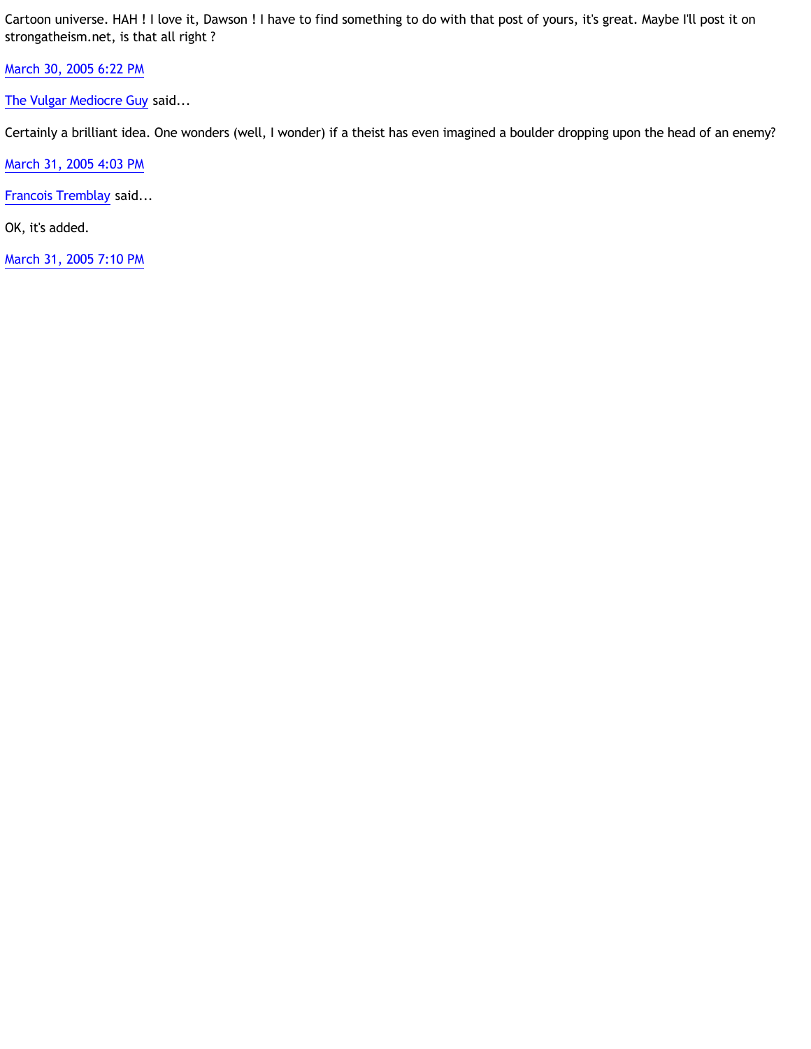Cartoon universe. HAH ! I love it, Dawson ! I have to find something to do with that post of yours, it's great. Maybe I'll post it on strongatheism.net, is that all right ?

March 30, 2005 6:22 PM

The Vulgar Mediocre Guy said...

Certainly a brilliant idea. One wonders (well, I wonder) if a theist has even imagined a boulder dropping upon the head of an enemy?

March 31, 2005 4:03 PM

Francois Tremblay said...

OK, it's added.

March 31, 2005 7:10 PM